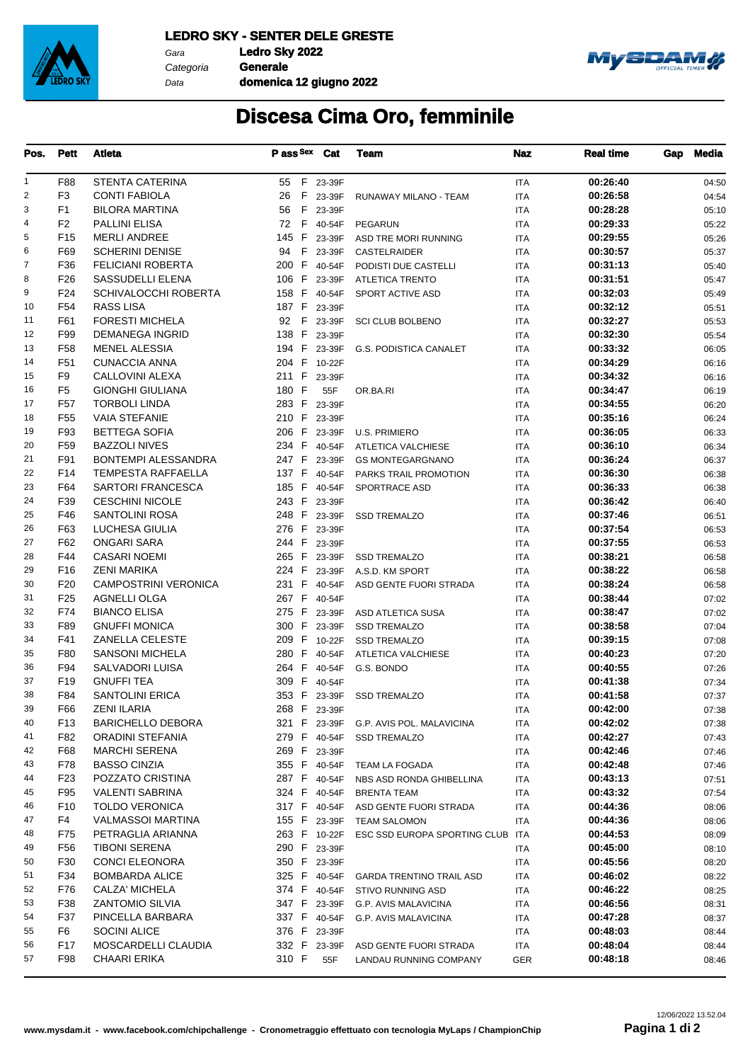**LEDRO SKY - SENTER DELE GRESTE**

Gara **Ledro Sky 2022**
Categoria **Generale**
Data **domenica 12 giugno 2022**

# Discesa Cima Oro, femminile

| Pos. | Pett | Atleta | P ass | Sex | Cat | Team | Naz | Real time | Gap | Media |
|---|---|---|---|---|---|---|---|---|---|---|
| 1 | F88 | STENTA CATERINA | 55 | F | 23-39F | | ITA | 00:26:40 | | 04:50 |
| 2 | F3 | CONTI FABIOLA | 26 | F | 23-39F | RUNAWAY MILANO - TEAM | ITA | 00:26:58 | | 04:54 |
| 3 | F1 | BILORA MARTINA | 56 | F | 23-39F | | ITA | 00:28:28 | | 05:10 |
| 4 | F2 | PALLINI ELISA | 72 | F | 40-54F | PEGARUN | ITA | 00:29:33 | | 05:22 |
| 5 | F15 | MERLI ANDREE | 145 | F | 23-39F | ASD TRE MORI RUNNING | ITA | 00:29:55 | | 05:26 |
| 6 | F69 | SCHERINI DENISE | 94 | F | 23-39F | CASTELRAIDER | ITA | 00:30:57 | | 05:37 |
| 7 | F36 | FELICIANI ROBERTA | 200 | F | 40-54F | PODISTI DUE CASTELLI | ITA | 00:31:13 | | 05:40 |
| 8 | F26 | SASSUDELLI ELENA | 106 | F | 23-39F | ATLETICA TRENTO | ITA | 00:31:51 | | 05:47 |
| 9 | F24 | SCHIVALOCCHI ROBERTA | 158 | F | 40-54F | SPORT ACTIVE ASD | ITA | 00:32:03 | | 05:49 |
| 10 | F54 | RASS LISA | 187 | F | 23-39F | | ITA | 00:32:12 | | 05:51 |
| 11 | F61 | FORESTI MICHELA | 92 | F | 23-39F | SCI CLUB BOLBENO | ITA | 00:32:27 | | 05:53 |
| 12 | F99 | DEMANEGA INGRID | 138 | F | 23-39F | | ITA | 00:32:30 | | 05:54 |
| 13 | F58 | MENEL ALESSIA | 194 | F | 23-39F | G.S. PODISTICA CANALET | ITA | 00:33:32 | | 06:05 |
| 14 | F51 | CUNACCIA ANNA | 204 | F | 10-22F | | ITA | 00:34:29 | | 06:16 |
| 15 | F9 | CALLOVINI ALEXA | 211 | F | 23-39F | | ITA | 00:34:32 | | 06:16 |
| 16 | F5 | GIONGHI GIULIANA | 180 | F | 55F | OR.BA.RI | ITA | 00:34:47 | | 06:19 |
| 17 | F57 | TORBOLI LINDA | 283 | F | 23-39F | | ITA | 00:34:55 | | 06:20 |
| 18 | F55 | VAIA STEFANIE | 210 | F | 23-39F | | ITA | 00:35:16 | | 06:24 |
| 19 | F93 | BETTEGA SOFIA | 206 | F | 23-39F | U.S. PRIMIERO | ITA | 00:36:05 | | 06:33 |
| 20 | F59 | BAZZOLI NIVES | 234 | F | 40-54F | ATLETICA VALCHIESE | ITA | 00:36:10 | | 06:34 |
| 21 | F91 | BONTEMPI ALESSANDRA | 247 | F | 23-39F | GS MONTEGARGNANO | ITA | 00:36:24 | | 06:37 |
| 22 | F14 | TEMPESTA RAFFAELLA | 137 | F | 40-54F | PARKS TRAIL PROMOTION | ITA | 00:36:30 | | 06:38 |
| 23 | F64 | SARTORI FRANCESCA | 185 | F | 40-54F | SPORTRACE ASD | ITA | 00:36:33 | | 06:38 |
| 24 | F39 | CESCHINI NICOLE | 243 | F | 23-39F | | ITA | 00:36:42 | | 06:40 |
| 25 | F46 | SANTOLINI ROSA | 248 | F | 23-39F | SSD TREMALZO | ITA | 00:37:46 | | 06:51 |
| 26 | F63 | LUCHESA GIULIA | 276 | F | 23-39F | | ITA | 00:37:54 | | 06:53 |
| 27 | F62 | ONGARI SARA | 244 | F | 23-39F | | ITA | 00:37:55 | | 06:53 |
| 28 | F44 | CASARI NOEMI | 265 | F | 23-39F | SSD TREMALZO | ITA | 00:38:21 | | 06:58 |
| 29 | F16 | ZENI MARIKA | 224 | F | 23-39F | A.S.D. KM SPORT | ITA | 00:38:22 | | 06:58 |
| 30 | F20 | CAMPOSTRINI VERONICA | 231 | F | 40-54F | ASD GENTE FUORI STRADA | ITA | 00:38:24 | | 06:58 |
| 31 | F25 | AGNELLI OLGA | 267 | F | 40-54F | | ITA | 00:38:44 | | 07:02 |
| 32 | F74 | BIANCO ELISA | 275 | F | 23-39F | ASD ATLETICA SUSA | ITA | 00:38:47 | | 07:02 |
| 33 | F89 | GNUFFI MONICA | 300 | F | 23-39F | SSD TREMALZO | ITA | 00:38:58 | | 07:04 |
| 34 | F41 | ZANELLA CELESTE | 209 | F | 10-22F | SSD TREMALZO | ITA | 00:39:15 | | 07:08 |
| 35 | F80 | SANSONI MICHELA | 280 | F | 40-54F | ATLETICA VALCHIESE | ITA | 00:40:23 | | 07:20 |
| 36 | F94 | SALVADORI LUISA | 264 | F | 40-54F | G.S. BONDO | ITA | 00:40:55 | | 07:26 |
| 37 | F19 | GNUFFI TEA | 309 | F | 40-54F | | ITA | 00:41:38 | | 07:34 |
| 38 | F84 | SANTOLINI ERICA | 353 | F | 23-39F | SSD TREMALZO | ITA | 00:41:58 | | 07:37 |
| 39 | F66 | ZENI ILARIA | 268 | F | 23-39F | | ITA | 00:42:00 | | 07:38 |
| 40 | F13 | BARICHELLO DEBORA | 321 | F | 23-39F | G.P. AVIS POL. MALAVICINA | ITA | 00:42:02 | | 07:38 |
| 41 | F82 | ORADINI STEFANIA | 279 | F | 40-54F | SSD TREMALZO | ITA | 00:42:27 | | 07:43 |
| 42 | F68 | MARCHI SERENA | 269 | F | 23-39F | | ITA | 00:42:46 | | 07:46 |
| 43 | F78 | BASSO CINZIA | 355 | F | 40-54F | TEAM LA FOGADA | ITA | 00:42:48 | | 07:46 |
| 44 | F23 | POZZATO CRISTINA | 287 | F | 40-54F | NBS ASD RONDA GHIBELLINA | ITA | 00:43:13 | | 07:51 |
| 45 | F95 | VALENTI SABRINA | 324 | F | 40-54F | BRENTA TEAM | ITA | 00:43:32 | | 07:54 |
| 46 | F10 | TOLDO VERONICA | 317 | F | 40-54F | ASD GENTE FUORI STRADA | ITA | 00:44:36 | | 08:06 |
| 47 | F4 | VALMASSOI MARTINA | 155 | F | 23-39F | TEAM SALOMON | ITA | 00:44:36 | | 08:06 |
| 48 | F75 | PETRAGLIA ARIANNA | 263 | F | 10-22F | ESC SSD EUROPA SPORTING CLUB | ITA | 00:44:53 | | 08:09 |
| 49 | F56 | TIBONI SERENA | 290 | F | 23-39F | | ITA | 00:45:00 | | 08:10 |
| 50 | F30 | CONCI ELEONORA | 350 | F | 23-39F | | ITA | 00:45:56 | | 08:20 |
| 51 | F34 | BOMBARDA ALICE | 325 | F | 40-54F | GARDA TRENTINO TRAIL ASD | ITA | 00:46:02 | | 08:22 |
| 52 | F76 | CALZA' MICHELA | 374 | F | 40-54F | STIVO RUNNING ASD | ITA | 00:46:22 | | 08:25 |
| 53 | F38 | ZANTOMIO SILVIA | 347 | F | 23-39F | G.P. AVIS MALAVICINA | ITA | 00:46:56 | | 08:31 |
| 54 | F37 | PINCELLA BARBARA | 337 | F | 40-54F | G.P. AVIS MALAVICINA | ITA | 00:47:28 | | 08:37 |
| 55 | F6 | SOCINI ALICE | 376 | F | 23-39F | | ITA | 00:48:03 | | 08:44 |
| 56 | F17 | MOSCARDELLI CLAUDIA | 332 | F | 23-39F | ASD GENTE FUORI STRADA | ITA | 00:48:04 | | 08:44 |
| 57 | F98 | CHAARI ERIKA | 310 | F | 55F | LANDAU RUNNING COMPANY | GER | 00:48:18 | | 08:46 |

12/06/2022 13.52.04

www.mysdam.it - www.facebook.com/chipchallenge - Cronometraggio effettuato con tecnologia MyLaps / ChampionChip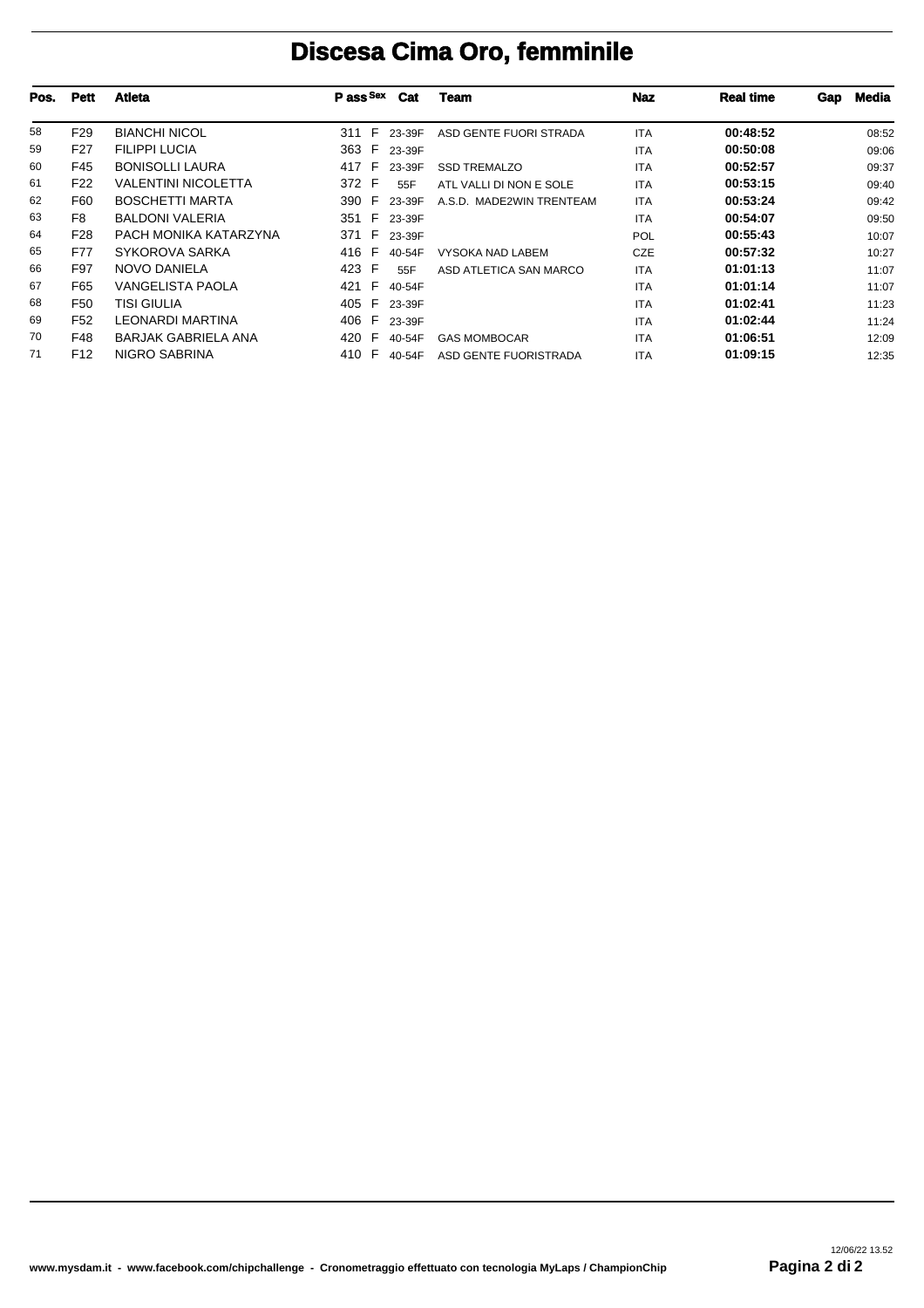# Discesa Cima Oro, femminile

| Pos. | Pett | Atleta | P ass | Sex | Cat | Team | Naz | Real time | Gap | Media |
|---|---|---|---|---|---|---|---|---|---|---|
| 58 | F29 | BIANCHI NICOL | 311 | F | 23-39F | ASD GENTE FUORI STRADA | ITA | **00:48:52** | | 08:52 |
| 59 | F27 | FILIPPI LUCIA | 363 | F | 23-39F | | ITA | **00:50:08** | | 09:06 |
| 60 | F45 | BONISOLLI LAURA | 417 | F | 23-39F | SSD TREMALZO | ITA | **00:52:57** | | 09:37 |
| 61 | F22 | VALENTINI NICOLETTA | 372 | F | 55F | ATL VALLI DI NON E SOLE | ITA | **00:53:15** | | 09:40 |
| 62 | F60 | BOSCHETTI MARTA | 390 | F | 23-39F | A.S.D. MADE2WIN TRENTEAM | ITA | **00:53:24** | | 09:42 |
| 63 | F8 | BALDONI VALERIA | 351 | F | 23-39F | | ITA | **00:54:07** | | 09:50 |
| 64 | F28 | PACH MONIKA KATARZYNA | 371 | F | 23-39F | | POL | **00:55:43** | | 10:07 |
| 65 | F77 | SYKOROVA SARKA | 416 | F | 40-54F | VYSOKA NAD LABEM | CZE | **00:57:32** | | 10:27 |
| 66 | F97 | NOVO DANIELA | 423 | F | 55F | ASD ATLETICA SAN MARCO | ITA | **01:01:13** | | 11:07 |
| 67 | F65 | VANGELISTA PAOLA | 421 | F | 40-54F | | ITA | **01:01:14** | | 11:07 |
| 68 | F50 | TISI GIULIA | 405 | F | 23-39F | | ITA | **01:02:41** | | 11:23 |
| 69 | F52 | LEONARDI MARTINA | 406 | F | 23-39F | | ITA | **01:02:44** | | 11:24 |
| 70 | F48 | BARJAK GABRIELA ANA | 420 | F | 40-54F | GAS MOMBOCAR | ITA | **01:06:51** | | 12:09 |
| 71 | F12 | NIGRO SABRINA | 410 | F | 40-54F | ASD GENTE FUORISTRADA | ITA | **01:09:15** | | 12:35 |

12/06/22 13.52

www.mysdam.it - www.facebook.com/chipchallenge - Cronometraggio effettuato con tecnologia MyLaps / ChampionChip